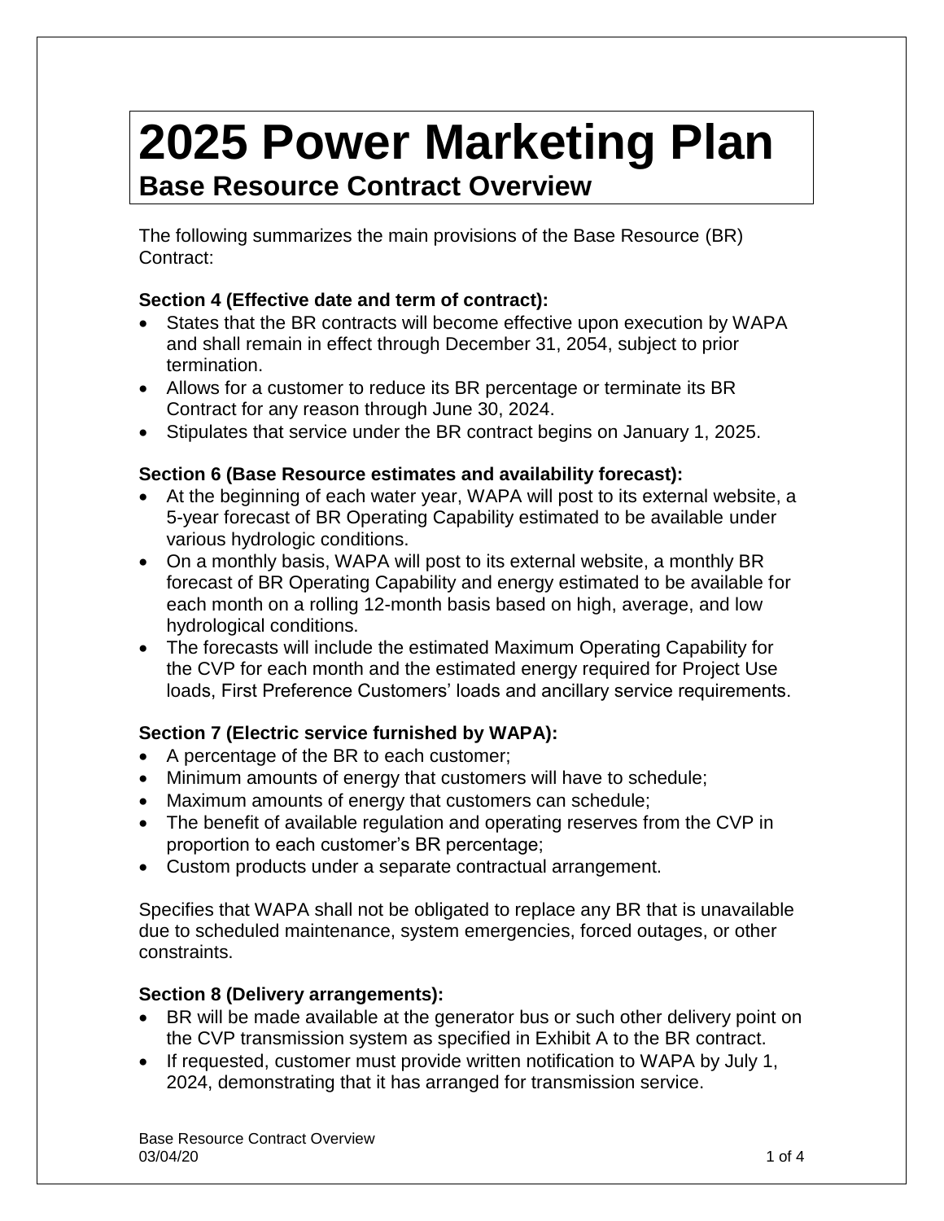# 2025 Power Marketing Plan

## Base Resource Contract Overview

The following summarizes the main provisions of the Base Resource (BR) Contract:

**Section 4 (Effective date and term of contract):**

- States that the BR contracts will become effective upon execution by WAPA and shall remain in effect through December 31, 2054, subject to prior termination.
- Allows for a customer to reduce its BR percentage or terminate its BR Contract for any reason through June 30, 2024.
- Stipulates that service under the BR contract begins on January 1, 2025.

**Section 6 (Base Resource estimates and availability forecast):**

- At the beginning of each water year, WAPA will post to its external website, a 5-year forecast of BR Operating Capability estimated to be available under various hydrologic conditions.
- On a monthly basis, WAPA will post to its external website, a monthly BR forecast of BR Operating Capability and energy estimated to be available for each month on a rolling 12-month basis based on high, average, and low hydrological conditions.
- The forecasts will include the estimated Maximum Operating Capability for the CVP for each month and the estimated energy required for Project Use loads, First Preference Customers' loads and ancillary service requirements.

**Section 7 (Electric service furnished by WAPA):**

- A percentage of the BR to each customer;
- Minimum amounts of energy that customers will have to schedule;
- Maximum amounts of energy that customers can schedule;
- The benefit of available regulation and operating reserves from the CVP in proportion to each customer's BR percentage;
- Custom products under a separate contractual arrangement.

Specifies that WAPA shall not be obligated to replace any BR that is unavailable due to scheduled maintenance, system emergencies, forced outages, or other constraints.

**Section 8 (Delivery arrangements):**

- BR will be made available at the generator bus or such other delivery point on the CVP transmission system as specified in Exhibit A to the BR contract.
- If requested, customer must provide written notification to WAPA by July 1, 2024, demonstrating that it has arranged for transmission service.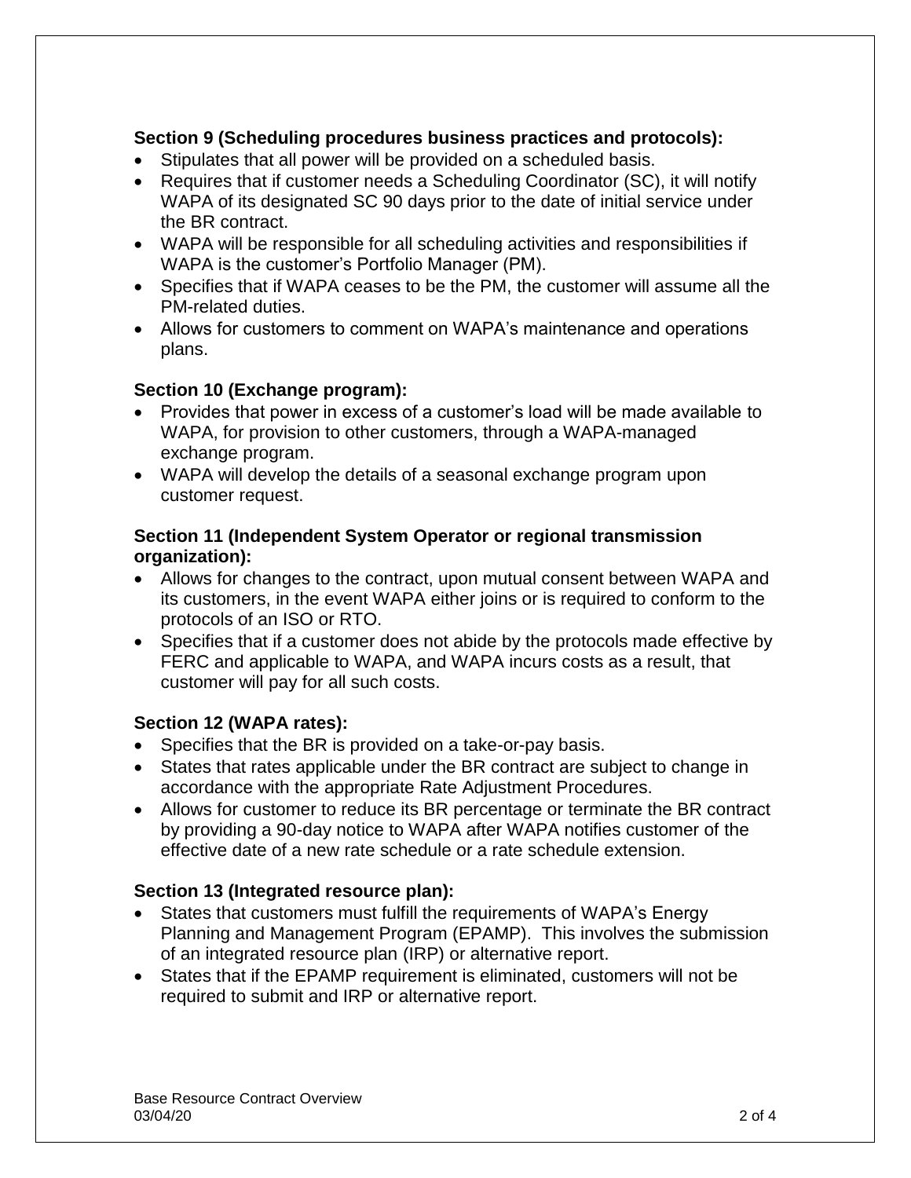**Section 9 (Scheduling procedures business practices and protocols):**

- Stipulates that all power will be provided on a scheduled basis.
- Requires that if customer needs a Scheduling Coordinator (SC), it will notify WAPA of its designated SC 90 days prior to the date of initial service under the BR contract.
- WAPA will be responsible for all scheduling activities and responsibilities if WAPA is the customer's Portfolio Manager (PM).
- Specifies that if WAPA ceases to be the PM, the customer will assume all the PM-related duties.
- Allows for customers to comment on WAPA's maintenance and operations plans.

**Section 10 (Exchange program):**

- Provides that power in excess of a customer's load will be made available to WAPA, for provision to other customers, through a WAPA-managed exchange program.
- WAPA will develop the details of a seasonal exchange program upon customer request.

**Section 11 (Independent System Operator or regional transmission organization):**

- Allows for changes to the contract, upon mutual consent between WAPA and its customers, in the event WAPA either joins or is required to conform to the protocols of an ISO or RTO.
- Specifies that if a customer does not abide by the protocols made effective by FERC and applicable to WAPA, and WAPA incurs costs as a result, that customer will pay for all such costs.

**Section 12 (WAPA rates):**

- Specifies that the BR is provided on a take-or-pay basis.
- States that rates applicable under the BR contract are subject to change in accordance with the appropriate Rate Adjustment Procedures.
- Allows for customer to reduce its BR percentage or terminate the BR contract by providing a 90-day notice to WAPA after WAPA notifies customer of the effective date of a new rate schedule or a rate schedule extension.

**Section 13 (Integrated resource plan):**

- States that customers must fulfill the requirements of WAPA's Energy Planning and Management Program (EPAMP). This involves the submission of an integrated resource plan (IRP) or alternative report.
- States that if the EPAMP requirement is eliminated, customers will not be required to submit and IRP or alternative report.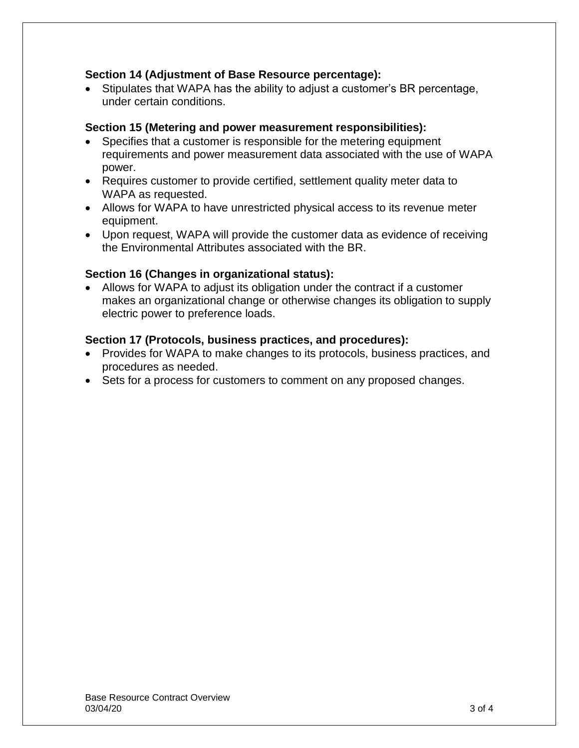**Section 14 (Adjustment of Base Resource percentage):**

- Stipulates that WAPA has the ability to adjust a customer's BR percentage, under certain conditions.

**Section 15 (Metering and power measurement responsibilities):**

- Specifies that a customer is responsible for the metering equipment requirements and power measurement data associated with the use of WAPA power.
- Requires customer to provide certified, settlement quality meter data to WAPA as requested.
- Allows for WAPA to have unrestricted physical access to its revenue meter equipment.
- Upon request, WAPA will provide the customer data as evidence of receiving the Environmental Attributes associated with the BR.

**Section 16 (Changes in organizational status):**

- Allows for WAPA to adjust its obligation under the contract if a customer makes an organizational change or otherwise changes its obligation to supply electric power to preference loads.

**Section 17 (Protocols, business practices, and procedures):**

- Provides for WAPA to make changes to its protocols, business practices, and procedures as needed.
- Sets for a process for customers to comment on any proposed changes.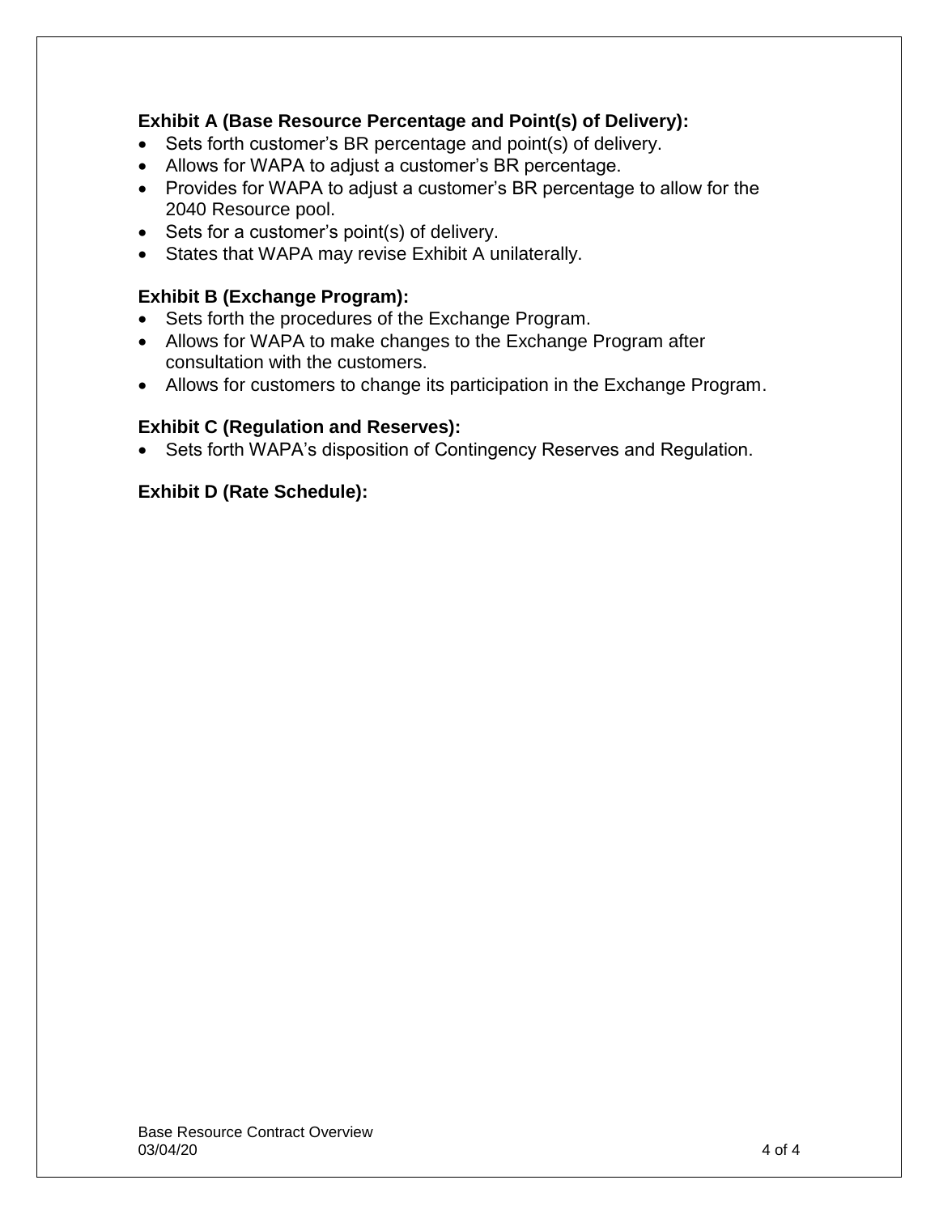**Exhibit A (Base Resource Percentage and Point(s) of Delivery):**

- Sets forth customer's BR percentage and point(s) of delivery.
- Allows for WAPA to adjust a customer's BR percentage.
- Provides for WAPA to adjust a customer's BR percentage to allow for the 2040 Resource pool.
- Sets for a customer's point(s) of delivery.
- States that WAPA may revise Exhibit A unilaterally.

**Exhibit B (Exchange Program):**

- Sets forth the procedures of the Exchange Program.
- Allows for WAPA to make changes to the Exchange Program after consultation with the customers.
- Allows for customers to change its participation in the Exchange Program.

**Exhibit C (Regulation and Reserves):**

- Sets forth WAPA's disposition of Contingency Reserves and Regulation.

**Exhibit D (Rate Schedule):**